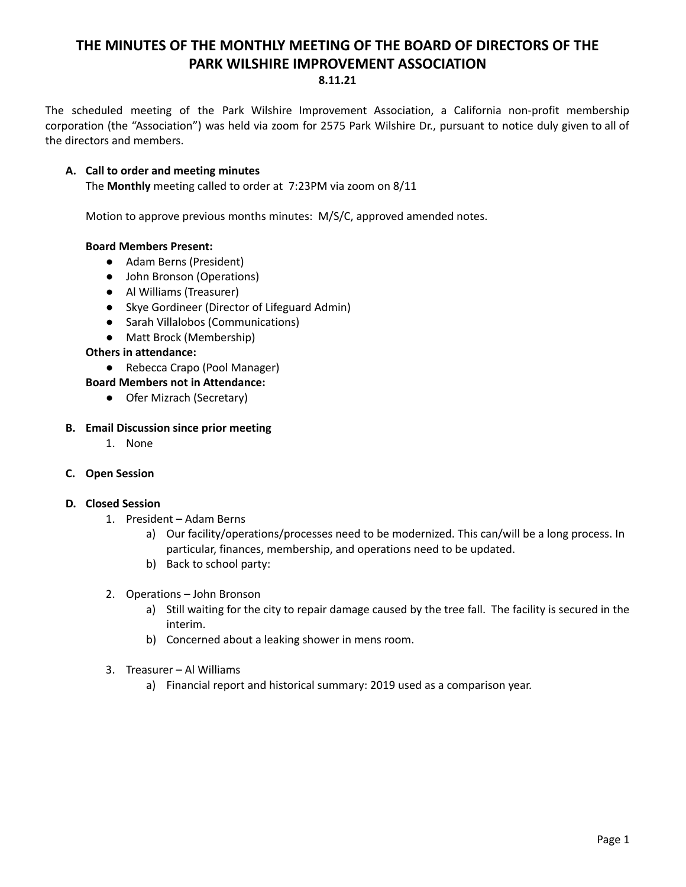# THE MINUTES OF THE MONTHLY MEETING OF THE BOARD OF DIRECTORS OF THE PARK WILSHIRE IMPROVEMENT ASSOCIATION

**8.11.21**

The scheduled meeting of the Park Wilshire Improvement Association, a California non-profit membership corporation (the "Association") was held via zoom for 2575 Park Wilshire Dr., pursuant to notice duly given to all of the directors and members.

**A. Call to order and meeting minutes**

The **Monthly** meeting called to order at 7:23PM via zoom on 8/11

Motion to approve previous months minutes: M/S/C, approved amended notes.

**Board Members Present:**

- Adam Berns (President)
- John Bronson (Operations)
- Al Williams (Treasurer)
- Skye Gordineer (Director of Lifeguard Admin)
- Sarah Villalobos (Communications)
- Matt Brock (Membership)

**Others in attendance:**

- Rebecca Crapo (Pool Manager)

**Board Members not in Attendance:**

- Ofer Mizrach (Secretary)

**B. Email Discussion since prior meeting**

1. None

**C. Open Session**

**D. Closed Session**

1. President – Adam Berns
   a) Our facility/operations/processes need to be modernized. This can/will be a long process. In particular, finances, membership, and operations need to be updated.
   b) Back to school party:

2. Operations – John Bronson
   a) Still waiting for the city to repair damage caused by the tree fall. The facility is secured in the interim.
   b) Concerned about a leaking shower in mens room.

3. Treasurer – Al Williams
   a) Financial report and historical summary: 2019 used as a comparison year.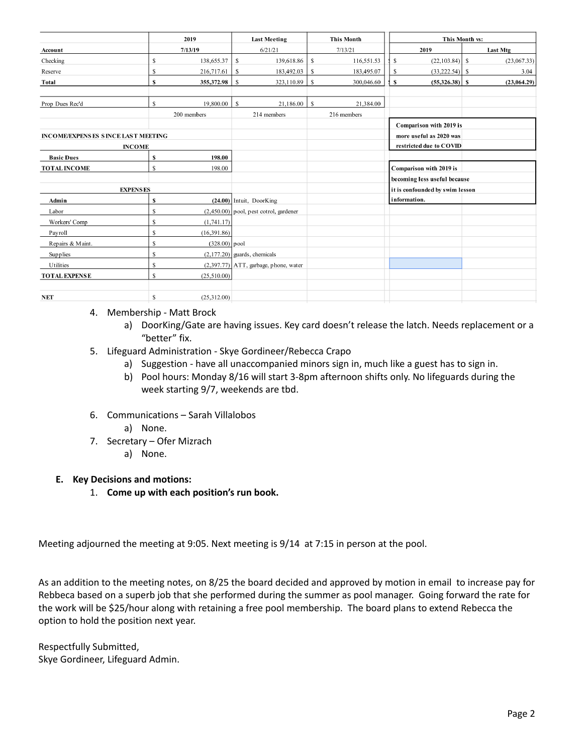| | 2019 | Last Meeting | This Month | This Month vs: | |
|---|---|---|---|---|---|
| Account | 7/13/19 | 6/21/21 | 7/13/21 | 2019 | Last Mtg |
| Checking | $ 138,655.37 | $ 139,618.86 | $ 116,551.53 | $ (22,103.84) | $ (23,067.33) |
| Reserve | $ 216,717.61 | $ 183,492.03 | $ 183,495.07 | $ (33,222.54) | $ 3.04 |
| **Total** | **$ 355,372.98** | $ 323,110.89 | $ 300,046.60 | **$ (55,326.38)** | **$ (23,064.29)** |
| | | | | | |
| Prop Dues Rec'd | $ 19,800.00 | $ 21,186.00 | $ 21,384.00 | | |
| | 200 members | 214 members | 216 members | | |
| | | | | **Comparison with 2019 is more useful as 2020 was restricted due to COVID** | |
| **INCOME/EXPENSES SINCE LAST MEETING** | | | | | |
| **INCOME** | | | | | |
| **Basic Dues** | **$ 198.00** | | | | |
| **TOTAL INCOME** | $ 198.00 | | | **Comparison with 2019 is becoming less useful because it is confounded by swim lesson information.** | |
| | | | | | |
| **EXPENSES** | | | | | |
| **Admin** | **$ (24.00)** | Intuit, DoorKing | | | |
| Labor | $ (2,450.00) | pool, pest cotrol, gardener | | | |
| Workers' Comp | $ (1,741.17) | | | | |
| Payroll | $ (16,391.86) | | | | |
| Repairs & Maint. | $ (328.00) | pool | | | |
| Supplies | $ (2,177.20) | guards, chemicals | | | |
| Utilities | $ (2,397.77) | ATT, garbage, phone, water | | | |
| **TOTAL EXPENSE** | $ (25,510.00) | | | | |
| | | | | | |
| **NET** | $ (25,312.00) | | | | |

4. Membership - Matt Brock
   a) DoorKing/Gate are having issues. Key card doesn't release the latch. Needs replacement or a "better" fix.
5. Lifeguard Administration - Skye Gordineer/Rebecca Crapo
   a) Suggestion - have all unaccompanied minors sign in, much like a guest has to sign in.
   b) Pool hours: Monday 8/16 will start 3-8pm afternoon shifts only. No lifeguards during the week starting 9/7, weekends are tbd.
6. Communications – Sarah Villalobos
   a) None.
7. Secretary – Ofer Mizrach
   a) None.

**E. Key Decisions and motions:**

1. **Come up with each position's run book.**

Meeting adjourned the meeting at 9:05. Next meeting is 9/14 at 7:15 in person at the pool.

As an addition to the meeting notes, on 8/25 the board decided and approved by motion in email to increase pay for Rebbeca based on a superb job that she performed during the summer as pool manager. Going forward the rate for the work will be $25/hour along with retaining a free pool membership. The board plans to extend Rebecca the option to hold the position next year.

Respectfully Submitted,
Skye Gordineer, Lifeguard Admin.